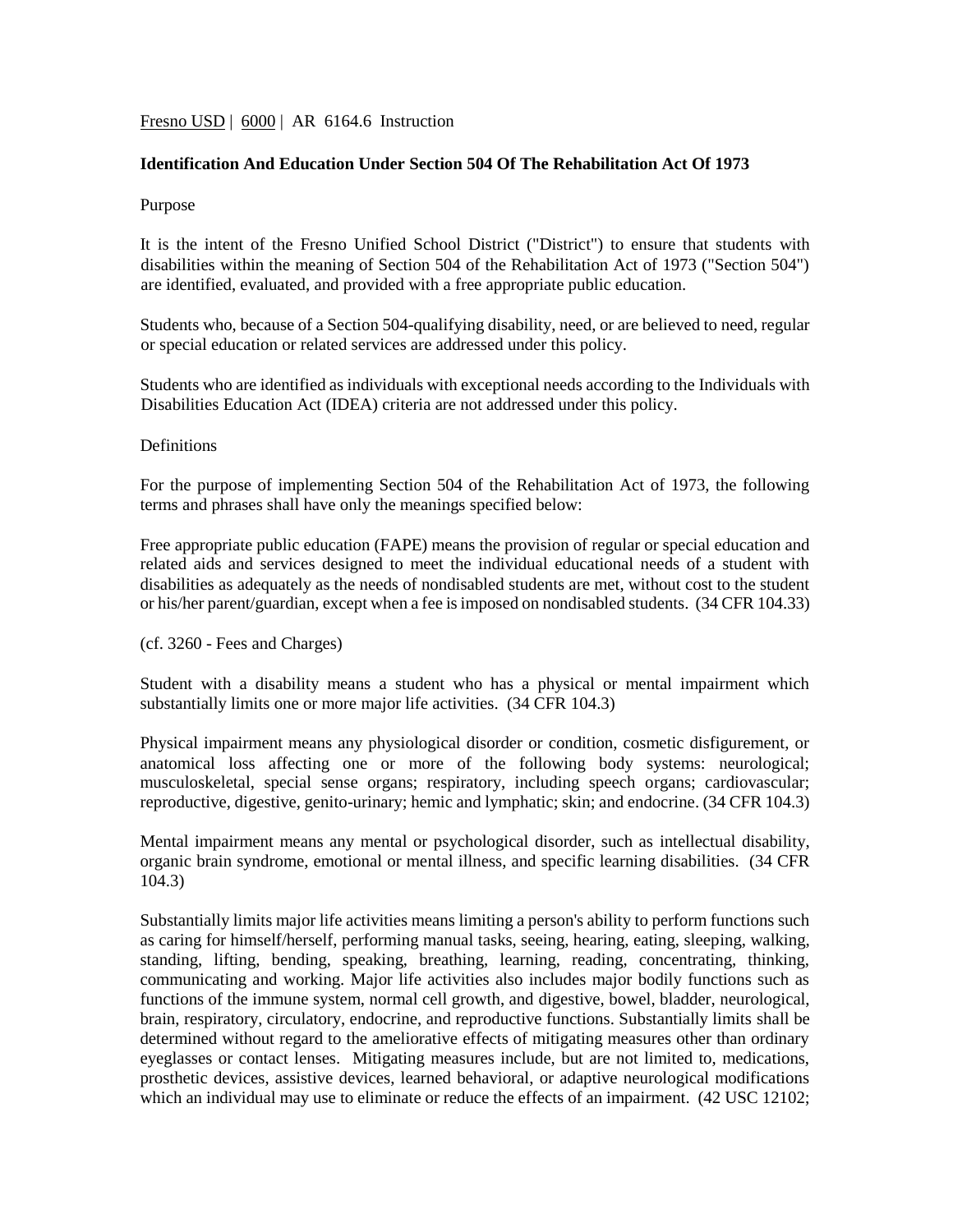Fresno USD | 6000 | AR 6164.6 Instruction

## Identification And Education Under Section 504 Of The Rehabilitation Act Of 1973

Purpose

It is the intent of the Fresno Unified School District ("District") to ensure that students with disabilities within the meaning of Section 504 of the Rehabilitation Act of 1973 ("Section 504") are identified, evaluated, and provided with a free appropriate public education.

Students who, because of a Section 504-qualifying disability, need, or are believed to need, regular or special education or related services are addressed under this policy.

Students who are identified as individuals with exceptional needs according to the Individuals with Disabilities Education Act (IDEA) criteria are not addressed under this policy.

Definitions

For the purpose of implementing Section 504 of the Rehabilitation Act of 1973, the following terms and phrases shall have only the meanings specified below:

Free appropriate public education (FAPE) means the provision of regular or special education and related aids and services designed to meet the individual educational needs of a student with disabilities as adequately as the needs of nondisabled students are met, without cost to the student or his/her parent/guardian, except when a fee is imposed on nondisabled students. (34 CFR 104.33)

(cf. 3260 - Fees and Charges)

Student with a disability means a student who has a physical or mental impairment which substantially limits one or more major life activities. (34 CFR 104.3)

Physical impairment means any physiological disorder or condition, cosmetic disfigurement, or anatomical loss affecting one or more of the following body systems: neurological; musculoskeletal, special sense organs; respiratory, including speech organs; cardiovascular; reproductive, digestive, genito-urinary; hemic and lymphatic; skin; and endocrine. (34 CFR 104.3)

Mental impairment means any mental or psychological disorder, such as intellectual disability, organic brain syndrome, emotional or mental illness, and specific learning disabilities. (34 CFR 104.3)

Substantially limits major life activities means limiting a person's ability to perform functions such as caring for himself/herself, performing manual tasks, seeing, hearing, eating, sleeping, walking, standing, lifting, bending, speaking, breathing, learning, reading, concentrating, thinking, communicating and working. Major life activities also includes major bodily functions such as functions of the immune system, normal cell growth, and digestive, bowel, bladder, neurological, brain, respiratory, circulatory, endocrine, and reproductive functions. Substantially limits shall be determined without regard to the ameliorative effects of mitigating measures other than ordinary eyeglasses or contact lenses. Mitigating measures include, but are not limited to, medications, prosthetic devices, assistive devices, learned behavioral, or adaptive neurological modifications which an individual may use to eliminate or reduce the effects of an impairment. (42 USC 12102;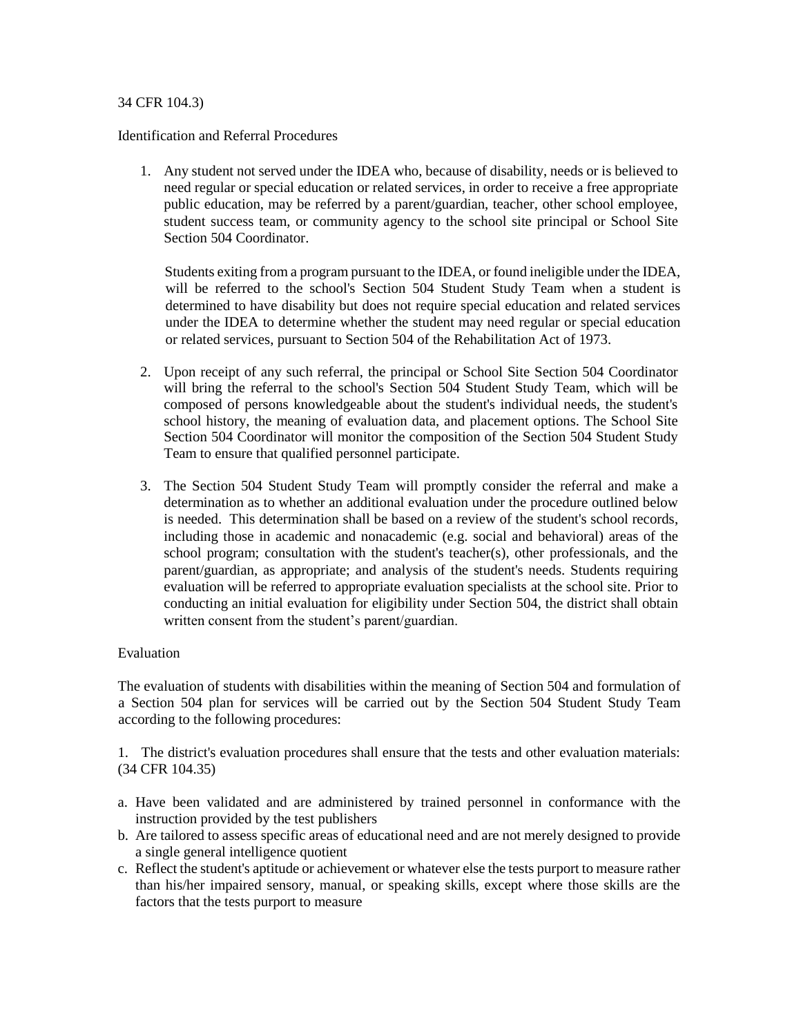34 CFR 104.3)

Identification and Referral Procedures

1. Any student not served under the IDEA who, because of disability, needs or is believed to need regular or special education or related services, in order to receive a free appropriate public education, may be referred by a parent/guardian, teacher, other school employee, student success team, or community agency to the school site principal or School Site Section 504 Coordinator.

   Students exiting from a program pursuant to the IDEA, or found ineligible under the IDEA, will be referred to the school's Section 504 Student Study Team when a student is determined to have disability but does not require special education and related services under the IDEA to determine whether the student may need regular or special education or related services, pursuant to Section 504 of the Rehabilitation Act of 1973.

2. Upon receipt of any such referral, the principal or School Site Section 504 Coordinator will bring the referral to the school's Section 504 Student Study Team, which will be composed of persons knowledgeable about the student's individual needs, the student's school history, the meaning of evaluation data, and placement options. The School Site Section 504 Coordinator will monitor the composition of the Section 504 Student Study Team to ensure that qualified personnel participate.

3. The Section 504 Student Study Team will promptly consider the referral and make a determination as to whether an additional evaluation under the procedure outlined below is needed. This determination shall be based on a review of the student's school records, including those in academic and nonacademic (e.g. social and behavioral) areas of the school program; consultation with the student's teacher(s), other professionals, and the parent/guardian, as appropriate; and analysis of the student's needs. Students requiring evaluation will be referred to appropriate evaluation specialists at the school site. Prior to conducting an initial evaluation for eligibility under Section 504, the district shall obtain written consent from the student's parent/guardian.

Evaluation

The evaluation of students with disabilities within the meaning of Section 504 and formulation of a Section 504 plan for services will be carried out by the Section 504 Student Study Team according to the following procedures:

1. The district's evaluation procedures shall ensure that the tests and other evaluation materials: (34 CFR 104.35)

a. Have been validated and are administered by trained personnel in conformance with the instruction provided by the test publishers
b. Are tailored to assess specific areas of educational need and are not merely designed to provide a single general intelligence quotient
c. Reflect the student's aptitude or achievement or whatever else the tests purport to measure rather than his/her impaired sensory, manual, or speaking skills, except where those skills are the factors that the tests purport to measure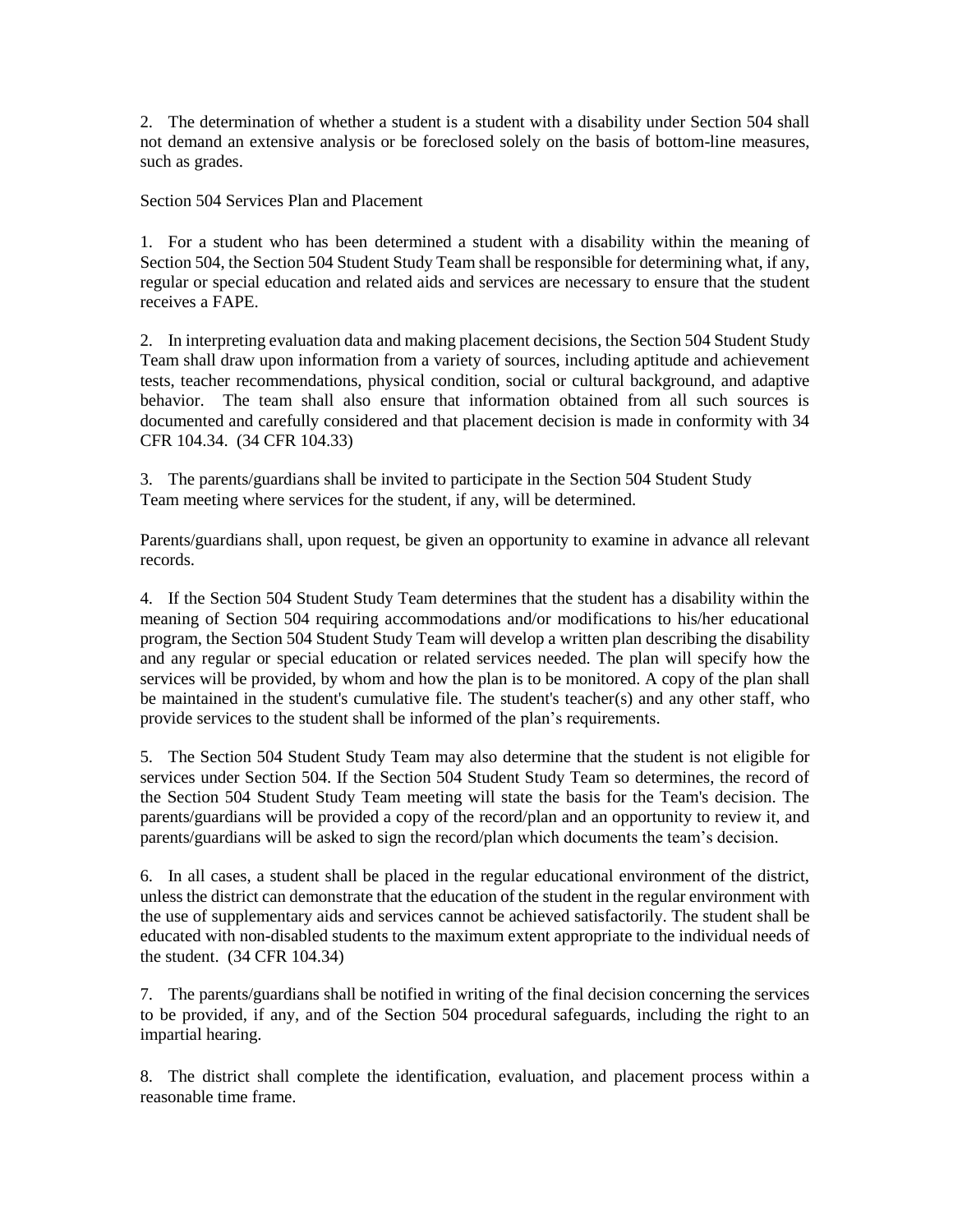2. The determination of whether a student is a student with a disability under Section 504 shall not demand an extensive analysis or be foreclosed solely on the basis of bottom-line measures, such as grades.

Section 504 Services Plan and Placement

1. For a student who has been determined a student with a disability within the meaning of Section 504, the Section 504 Student Study Team shall be responsible for determining what, if any, regular or special education and related aids and services are necessary to ensure that the student receives a FAPE.

2. In interpreting evaluation data and making placement decisions, the Section 504 Student Study Team shall draw upon information from a variety of sources, including aptitude and achievement tests, teacher recommendations, physical condition, social or cultural background, and adaptive behavior. The team shall also ensure that information obtained from all such sources is documented and carefully considered and that placement decision is made in conformity with 34 CFR 104.34. (34 CFR 104.33)

3. The parents/guardians shall be invited to participate in the Section 504 Student Study Team meeting where services for the student, if any, will be determined.

Parents/guardians shall, upon request, be given an opportunity to examine in advance all relevant records.

4. If the Section 504 Student Study Team determines that the student has a disability within the meaning of Section 504 requiring accommodations and/or modifications to his/her educational program, the Section 504 Student Study Team will develop a written plan describing the disability and any regular or special education or related services needed. The plan will specify how the services will be provided, by whom and how the plan is to be monitored. A copy of the plan shall be maintained in the student's cumulative file. The student's teacher(s) and any other staff, who provide services to the student shall be informed of the plan's requirements.

5. The Section 504 Student Study Team may also determine that the student is not eligible for services under Section 504. If the Section 504 Student Study Team so determines, the record of the Section 504 Student Study Team meeting will state the basis for the Team's decision. The parents/guardians will be provided a copy of the record/plan and an opportunity to review it, and parents/guardians will be asked to sign the record/plan which documents the team's decision.

6. In all cases, a student shall be placed in the regular educational environment of the district, unless the district can demonstrate that the education of the student in the regular environment with the use of supplementary aids and services cannot be achieved satisfactorily. The student shall be educated with non-disabled students to the maximum extent appropriate to the individual needs of the student. (34 CFR 104.34)

7. The parents/guardians shall be notified in writing of the final decision concerning the services to be provided, if any, and of the Section 504 procedural safeguards, including the right to an impartial hearing.

8. The district shall complete the identification, evaluation, and placement process within a reasonable time frame.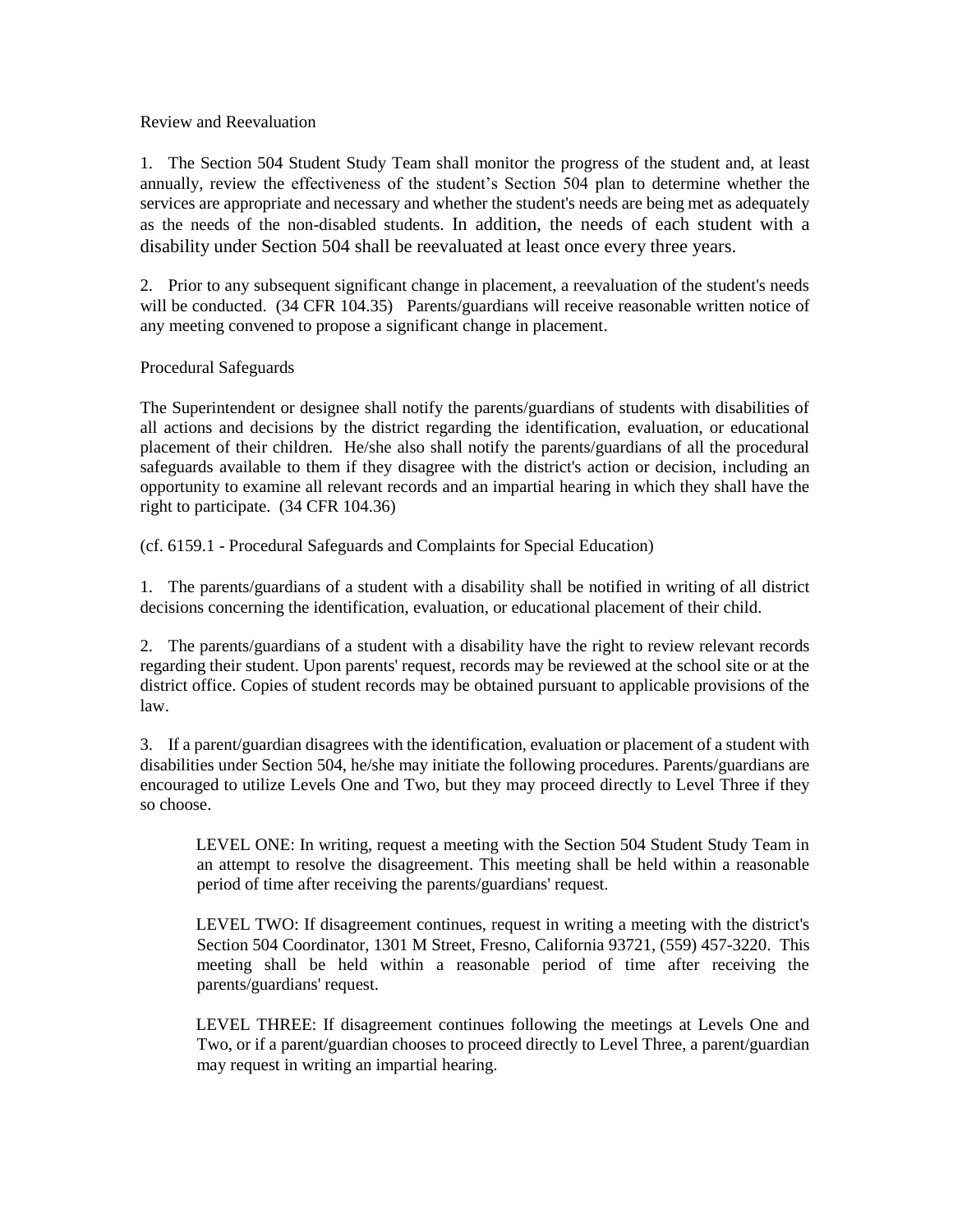Review and Reevaluation

1. The Section 504 Student Study Team shall monitor the progress of the student and, at least annually, review the effectiveness of the student's Section 504 plan to determine whether the services are appropriate and necessary and whether the student's needs are being met as adequately as the needs of the non-disabled students. In addition, the needs of each student with a disability under Section 504 shall be reevaluated at least once every three years.

2. Prior to any subsequent significant change in placement, a reevaluation of the student's needs will be conducted. (34 CFR 104.35) Parents/guardians will receive reasonable written notice of any meeting convened to propose a significant change in placement.

Procedural Safeguards

The Superintendent or designee shall notify the parents/guardians of students with disabilities of all actions and decisions by the district regarding the identification, evaluation, or educational placement of their children. He/she also shall notify the parents/guardians of all the procedural safeguards available to them if they disagree with the district's action or decision, including an opportunity to examine all relevant records and an impartial hearing in which they shall have the right to participate. (34 CFR 104.36)

(cf. 6159.1 - Procedural Safeguards and Complaints for Special Education)

1. The parents/guardians of a student with a disability shall be notified in writing of all district decisions concerning the identification, evaluation, or educational placement of their child.

2. The parents/guardians of a student with a disability have the right to review relevant records regarding their student. Upon parents' request, records may be reviewed at the school site or at the district office. Copies of student records may be obtained pursuant to applicable provisions of the law.

3. If a parent/guardian disagrees with the identification, evaluation or placement of a student with disabilities under Section 504, he/she may initiate the following procedures. Parents/guardians are encouraged to utilize Levels One and Two, but they may proceed directly to Level Three if they so choose.

   LEVEL ONE: In writing, request a meeting with the Section 504 Student Study Team in an attempt to resolve the disagreement. This meeting shall be held within a reasonable period of time after receiving the parents/guardians' request.

   LEVEL TWO: If disagreement continues, request in writing a meeting with the district's Section 504 Coordinator, 1301 M Street, Fresno, California 93721, (559) 457-3220. This meeting shall be held within a reasonable period of time after receiving the parents/guardians' request.

   LEVEL THREE: If disagreement continues following the meetings at Levels One and Two, or if a parent/guardian chooses to proceed directly to Level Three, a parent/guardian may request in writing an impartial hearing.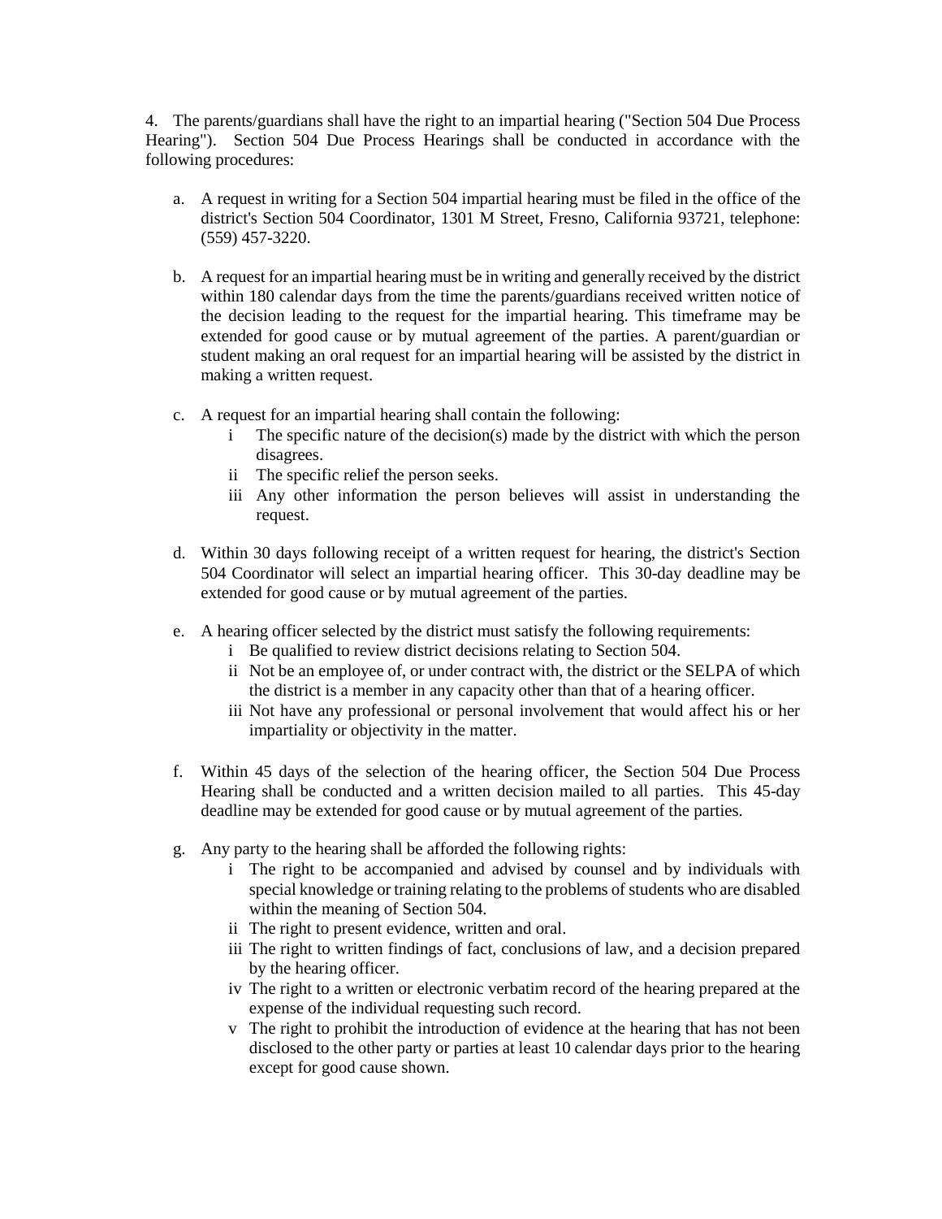4. The parents/guardians shall have the right to an impartial hearing ("Section 504 Due Process Hearing"). Section 504 Due Process Hearings shall be conducted in accordance with the following procedures:

a. A request in writing for a Section 504 impartial hearing must be filed in the office of the district's Section 504 Coordinator, 1301 M Street, Fresno, California 93721, telephone: (559) 457-3220.

b. A request for an impartial hearing must be in writing and generally received by the district within 180 calendar days from the time the parents/guardians received written notice of the decision leading to the request for the impartial hearing. This timeframe may be extended for good cause or by mutual agreement of the parties. A parent/guardian or student making an oral request for an impartial hearing will be assisted by the district in making a written request.

c. A request for an impartial hearing shall contain the following:
   - i The specific nature of the decision(s) made by the district with which the person disagrees.
   - ii The specific relief the person seeks.
   - iii Any other information the person believes will assist in understanding the request.

d. Within 30 days following receipt of a written request for hearing, the district's Section 504 Coordinator will select an impartial hearing officer. This 30-day deadline may be extended for good cause or by mutual agreement of the parties.

e. A hearing officer selected by the district must satisfy the following requirements:
   - i Be qualified to review district decisions relating to Section 504.
   - ii Not be an employee of, or under contract with, the district or the SELPA of which the district is a member in any capacity other than that of a hearing officer.
   - iii Not have any professional or personal involvement that would affect his or her impartiality or objectivity in the matter.

f. Within 45 days of the selection of the hearing officer, the Section 504 Due Process Hearing shall be conducted and a written decision mailed to all parties. This 45-day deadline may be extended for good cause or by mutual agreement of the parties.

g. Any party to the hearing shall be afforded the following rights:
   - i The right to be accompanied and advised by counsel and by individuals with special knowledge or training relating to the problems of students who are disabled within the meaning of Section 504.
   - ii The right to present evidence, written and oral.
   - iii The right to written findings of fact, conclusions of law, and a decision prepared by the hearing officer.
   - iv The right to a written or electronic verbatim record of the hearing prepared at the expense of the individual requesting such record.
   - v The right to prohibit the introduction of evidence at the hearing that has not been disclosed to the other party or parties at least 10 calendar days prior to the hearing except for good cause shown.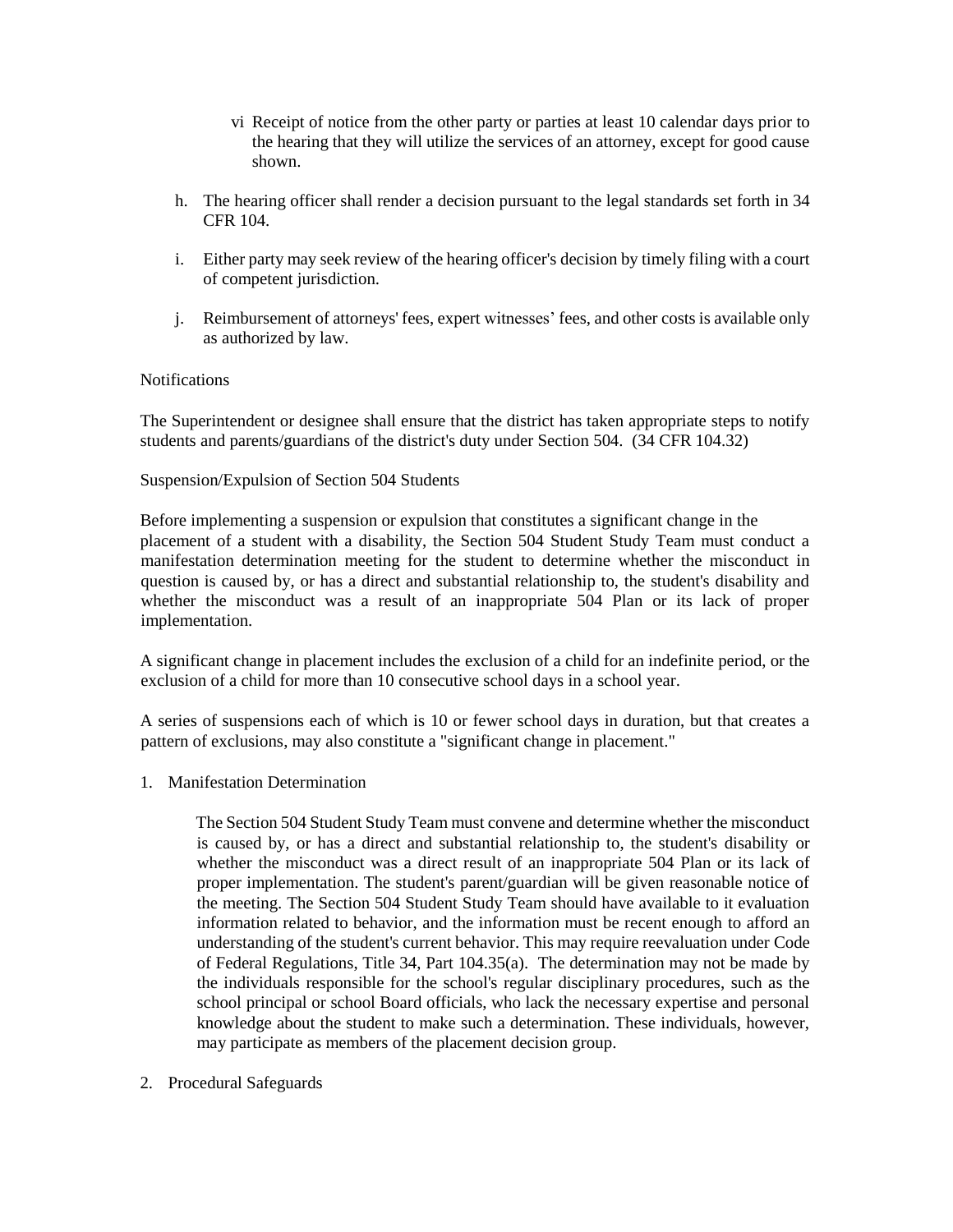vi Receipt of notice from the other party or parties at least 10 calendar days prior to the hearing that they will utilize the services of an attorney, except for good cause shown.

h. The hearing officer shall render a decision pursuant to the legal standards set forth in 34 CFR 104.

i. Either party may seek review of the hearing officer's decision by timely filing with a court of competent jurisdiction.

j. Reimbursement of attorneys' fees, expert witnesses' fees, and other costs is available only as authorized by law.

Notifications

The Superintendent or designee shall ensure that the district has taken appropriate steps to notify students and parents/guardians of the district's duty under Section 504. (34 CFR 104.32)

Suspension/Expulsion of Section 504 Students

Before implementing a suspension or expulsion that constitutes a significant change in the placement of a student with a disability, the Section 504 Student Study Team must conduct a manifestation determination meeting for the student to determine whether the misconduct in question is caused by, or has a direct and substantial relationship to, the student's disability and whether the misconduct was a result of an inappropriate 504 Plan or its lack of proper implementation.

A significant change in placement includes the exclusion of a child for an indefinite period, or the exclusion of a child for more than 10 consecutive school days in a school year.

A series of suspensions each of which is 10 or fewer school days in duration, but that creates a pattern of exclusions, may also constitute a "significant change in placement."

1. Manifestation Determination

   The Section 504 Student Study Team must convene and determine whether the misconduct is caused by, or has a direct and substantial relationship to, the student's disability or whether the misconduct was a direct result of an inappropriate 504 Plan or its lack of proper implementation. The student's parent/guardian will be given reasonable notice of the meeting. The Section 504 Student Study Team should have available to it evaluation information related to behavior, and the information must be recent enough to afford an understanding of the student's current behavior. This may require reevaluation under Code of Federal Regulations, Title 34, Part 104.35(a). The determination may not be made by the individuals responsible for the school's regular disciplinary procedures, such as the school principal or school Board officials, who lack the necessary expertise and personal knowledge about the student to make such a determination. These individuals, however, may participate as members of the placement decision group.

2. Procedural Safeguards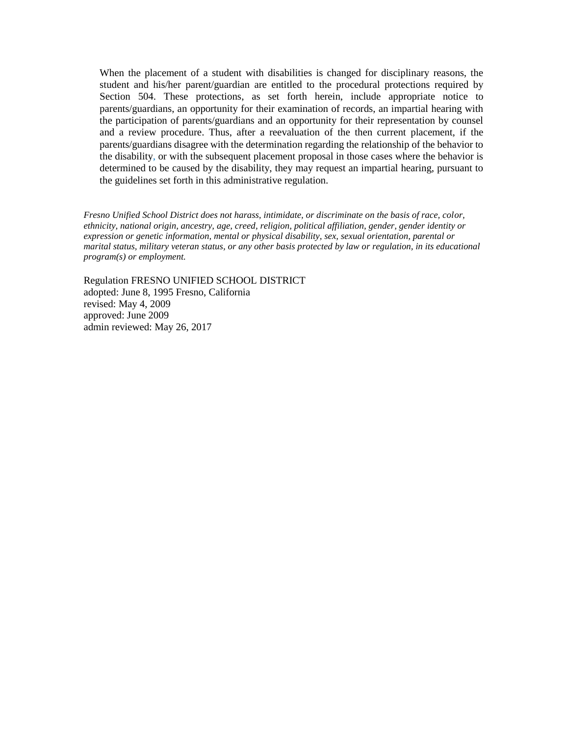When the placement of a student with disabilities is changed for disciplinary reasons, the student and his/her parent/guardian are entitled to the procedural protections required by Section 504. These protections, as set forth herein, include appropriate notice to parents/guardians, an opportunity for their examination of records, an impartial hearing with the participation of parents/guardians and an opportunity for their representation by counsel and a review procedure. Thus, after a reevaluation of the then current placement, if the parents/guardians disagree with the determination regarding the relationship of the behavior to the disability, or with the subsequent placement proposal in those cases where the behavior is determined to be caused by the disability, they may request an impartial hearing, pursuant to the guidelines set forth in this administrative regulation.

*Fresno Unified School District does not harass, intimidate, or discriminate on the basis of race, color, ethnicity, national origin, ancestry, age, creed, religion, political affiliation, gender, gender identity or expression or genetic information, mental or physical disability, sex, sexual orientation, parental or marital status, military veteran status, or any other basis protected by law or regulation, in its educational program(s) or employment.*

Regulation FRESNO UNIFIED SCHOOL DISTRICT
adopted: June 8, 1995 Fresno, California
revised: May 4, 2009
approved: June 2009
admin reviewed: May 26, 2017